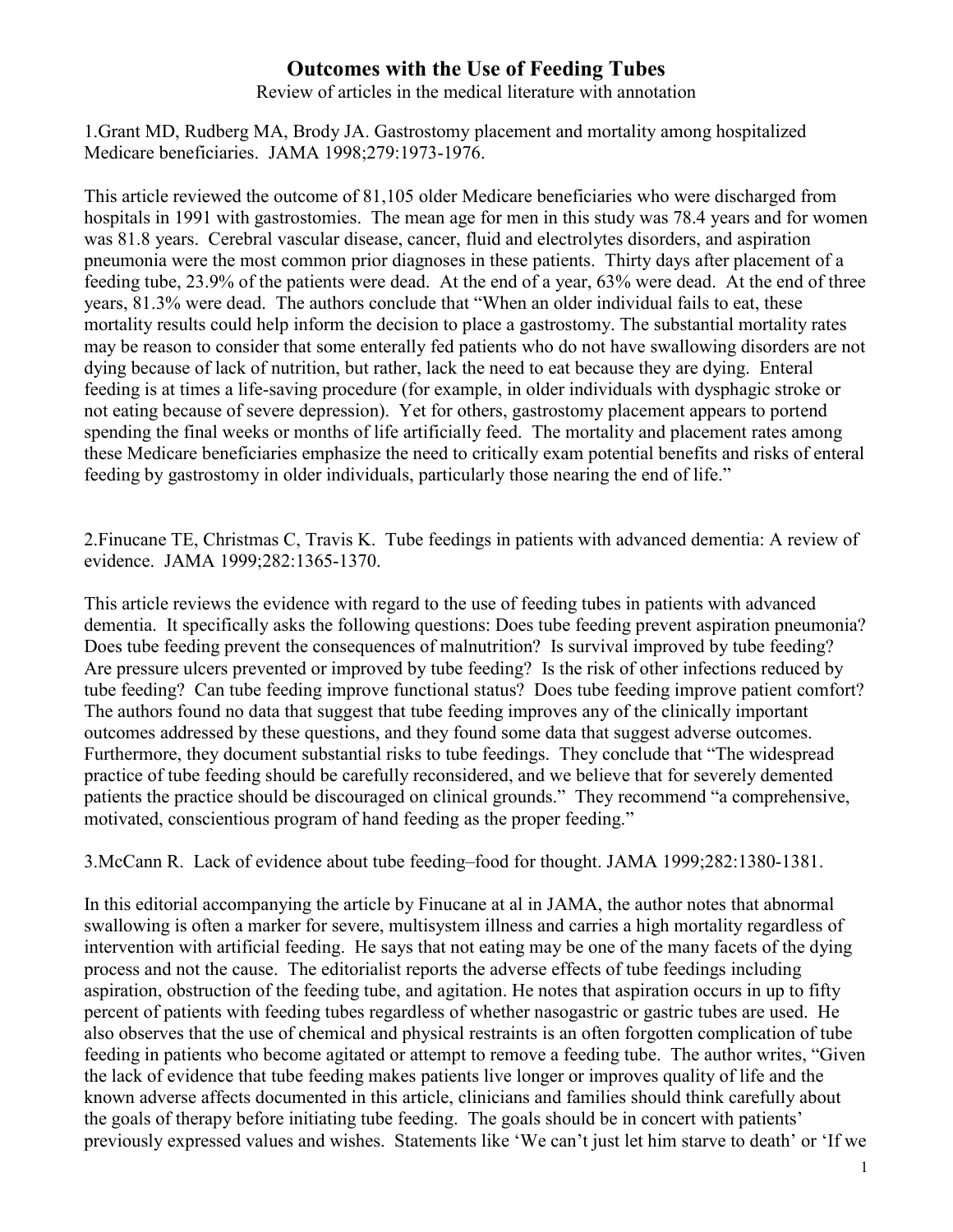# Outcomes with the Use of Feeding Tubes

Review of articles in the medical literature with annotation

1.Grant MD, Rudberg MA, Brody JA. Gastrostomy placement and mortality among hospitalized Medicare beneficiaries. JAMA 1998;279:1973-1976.

This article reviewed the outcome of 81,105 older Medicare beneficiaries who were discharged from hospitals in 1991 with gastrostomies. The mean age for men in this study was 78.4 years and for women was 81.8 years. Cerebral vascular disease, cancer, fluid and electrolytes disorders, and aspiration pneumonia were the most common prior diagnoses in these patients. Thirty days after placement of a feeding tube, 23.9% of the patients were dead. At the end of a year, 63% were dead. At the end of three years, 81.3% were dead. The authors conclude that "When an older individual fails to eat, these mortality results could help inform the decision to place a gastrostomy. The substantial mortality rates may be reason to consider that some enterally fed patients who do not have swallowing disorders are not dying because of lack of nutrition, but rather, lack the need to eat because they are dying. Enteral feeding is at times a life-saving procedure (for example, in older individuals with dysphagic stroke or not eating because of severe depression). Yet for others, gastrostomy placement appears to portend spending the final weeks or months of life artificially feed. The mortality and placement rates among these Medicare beneficiaries emphasize the need to critically exam potential benefits and risks of enteral feeding by gastrostomy in older individuals, particularly those nearing the end of life."

2.Finucane TE, Christmas C, Travis K. Tube feedings in patients with advanced dementia: A review of evidence. JAMA 1999;282:1365-1370.

This article reviews the evidence with regard to the use of feeding tubes in patients with advanced dementia. It specifically asks the following questions: Does tube feeding prevent aspiration pneumonia? Does tube feeding prevent the consequences of malnutrition? Is survival improved by tube feeding? Are pressure ulcers prevented or improved by tube feeding? Is the risk of other infections reduced by tube feeding? Can tube feeding improve functional status? Does tube feeding improve patient comfort? The authors found no data that suggest that tube feeding improves any of the clinically important outcomes addressed by these questions, and they found some data that suggest adverse outcomes. Furthermore, they document substantial risks to tube feedings. They conclude that "The widespread practice of tube feeding should be carefully reconsidered, and we believe that for severely demented patients the practice should be discouraged on clinical grounds." They recommend "a comprehensive, motivated, conscientious program of hand feeding as the proper feeding."

3.McCann R. Lack of evidence about tube feeding–food for thought. JAMA 1999;282:1380-1381.

In this editorial accompanying the article by Finucane at al in JAMA, the author notes that abnormal swallowing is often a marker for severe, multisystem illness and carries a high mortality regardless of intervention with artificial feeding. He says that not eating may be one of the many facets of the dying process and not the cause. The editorialist reports the adverse effects of tube feedings including aspiration, obstruction of the feeding tube, and agitation. He notes that aspiration occurs in up to fifty percent of patients with feeding tubes regardless of whether nasogastric or gastric tubes are used. He also observes that the use of chemical and physical restraints is an often forgotten complication of tube feeding in patients who become agitated or attempt to remove a feeding tube. The author writes, "Given the lack of evidence that tube feeding makes patients live longer or improves quality of life and the known adverse affects documented in this article, clinicians and families should think carefully about the goals of therapy before initiating tube feeding. The goals should be in concert with patients' previously expressed values and wishes. Statements like 'We can't just let him starve to death' or 'If we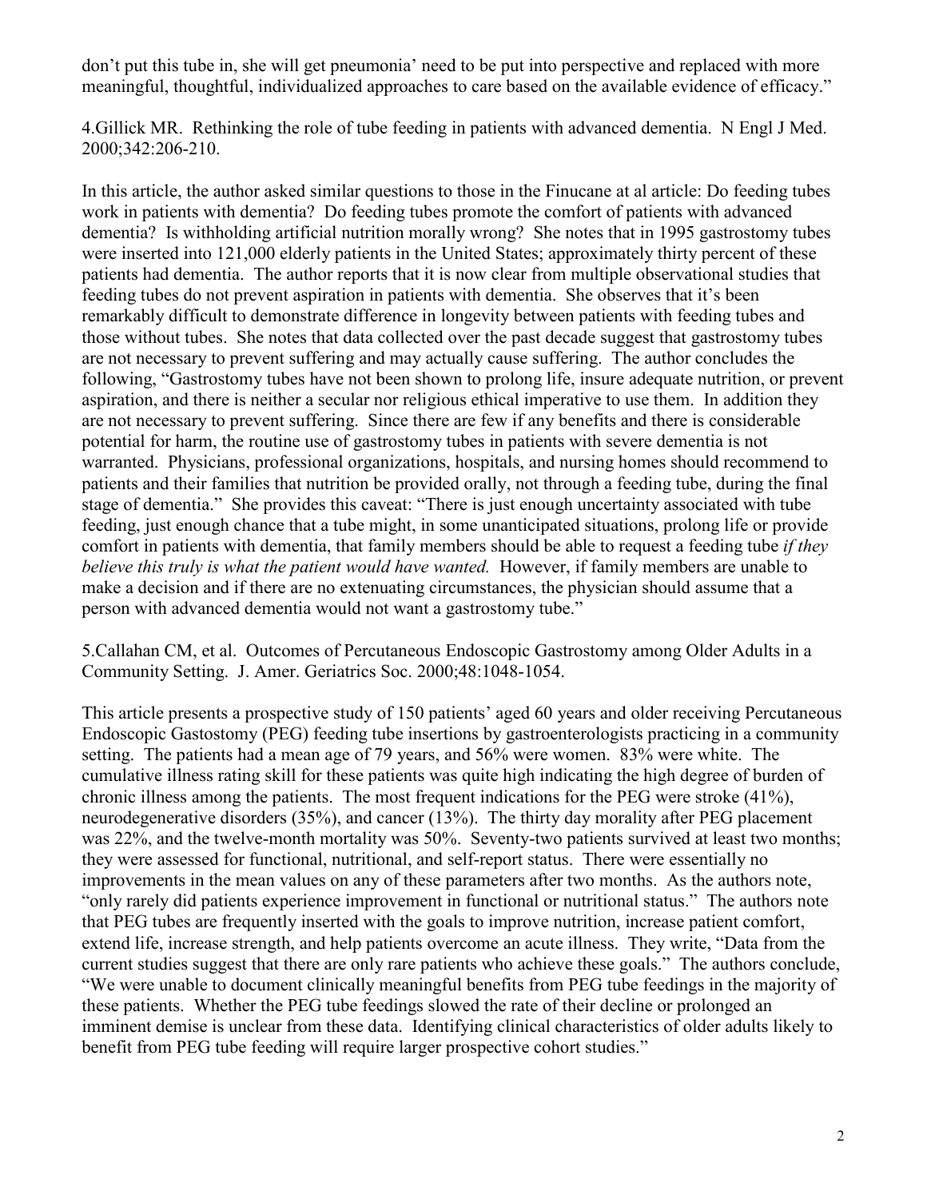don't put this tube in, she will get pneumonia' need to be put into perspective and replaced with more meaningful, thoughtful, individualized approaches to care based on the available evidence of efficacy."

4.Gillick MR. Rethinking the role of tube feeding in patients with advanced dementia. N Engl J Med. 2000;342:206-210.

In this article, the author asked similar questions to those in the Finucane at al article: Do feeding tubes work in patients with dementia? Do feeding tubes promote the comfort of patients with advanced dementia? Is withholding artificial nutrition morally wrong? She notes that in 1995 gastrostomy tubes were inserted into 121,000 elderly patients in the United States; approximately thirty percent of these patients had dementia. The author reports that it is now clear from multiple observational studies that feeding tubes do not prevent aspiration in patients with dementia. She observes that it's been remarkably difficult to demonstrate difference in longevity between patients with feeding tubes and those without tubes. She notes that data collected over the past decade suggest that gastrostomy tubes are not necessary to prevent suffering and may actually cause suffering. The author concludes the following, "Gastrostomy tubes have not been shown to prolong life, insure adequate nutrition, or prevent aspiration, and there is neither a secular nor religious ethical imperative to use them. In addition they are not necessary to prevent suffering. Since there are few if any benefits and there is considerable potential for harm, the routine use of gastrostomy tubes in patients with severe dementia is not warranted. Physicians, professional organizations, hospitals, and nursing homes should recommend to patients and their families that nutrition be provided orally, not through a feeding tube, during the final stage of dementia." She provides this caveat: "There is just enough uncertainty associated with tube feeding, just enough chance that a tube might, in some unanticipated situations, prolong life or provide comfort in patients with dementia, that family members should be able to request a feeding tube *if they believe this truly is what the patient would have wanted.* However, if family members are unable to make a decision and if there are no extenuating circumstances, the physician should assume that a person with advanced dementia would not want a gastrostomy tube."

5.Callahan CM, et al. Outcomes of Percutaneous Endoscopic Gastrostomy among Older Adults in a Community Setting. J. Amer. Geriatrics Soc. 2000;48:1048-1054.

This article presents a prospective study of 150 patients' aged 60 years and older receiving Percutaneous Endoscopic Gastostomy (PEG) feeding tube insertions by gastroenterologists practicing in a community setting. The patients had a mean age of 79 years, and 56% were women. 83% were white. The cumulative illness rating skill for these patients was quite high indicating the high degree of burden of chronic illness among the patients. The most frequent indications for the PEG were stroke (41%), neurodegenerative disorders (35%), and cancer (13%). The thirty day morality after PEG placement was 22%, and the twelve-month mortality was 50%. Seventy-two patients survived at least two months; they were assessed for functional, nutritional, and self-report status. There were essentially no improvements in the mean values on any of these parameters after two months. As the authors note, "only rarely did patients experience improvement in functional or nutritional status." The authors note that PEG tubes are frequently inserted with the goals to improve nutrition, increase patient comfort, extend life, increase strength, and help patients overcome an acute illness. They write, "Data from the current studies suggest that there are only rare patients who achieve these goals." The authors conclude, "We were unable to document clinically meaningful benefits from PEG tube feedings in the majority of these patients. Whether the PEG tube feedings slowed the rate of their decline or prolonged an imminent demise is unclear from these data. Identifying clinical characteristics of older adults likely to benefit from PEG tube feeding will require larger prospective cohort studies."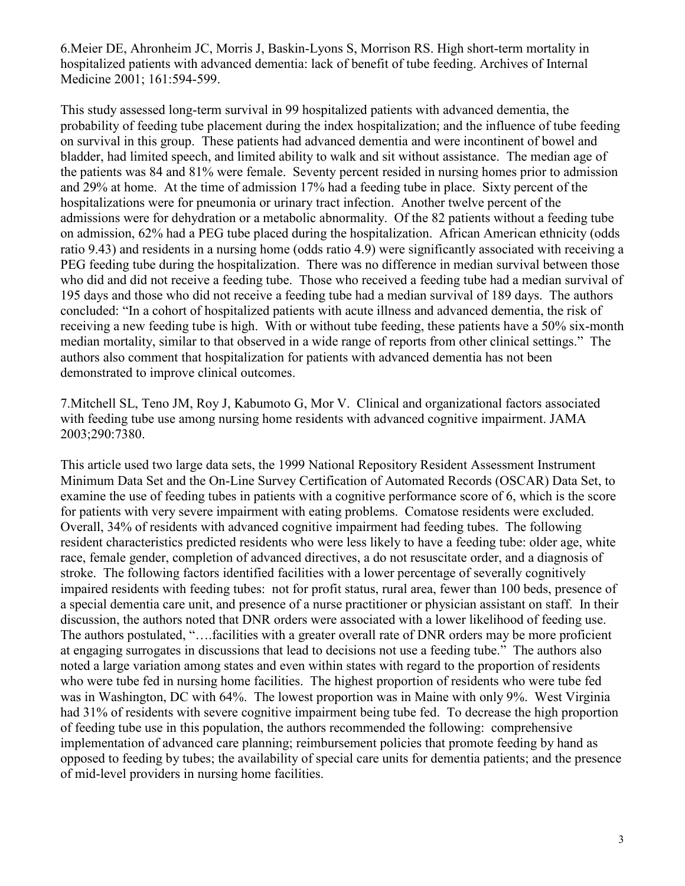6.Meier DE, Ahronheim JC, Morris J, Baskin-Lyons S, Morrison RS. High short-term mortality in hospitalized patients with advanced dementia: lack of benefit of tube feeding. Archives of Internal Medicine 2001; 161:594-599.

This study assessed long-term survival in 99 hospitalized patients with advanced dementia, the probability of feeding tube placement during the index hospitalization; and the influence of tube feeding on survival in this group. These patients had advanced dementia and were incontinent of bowel and bladder, had limited speech, and limited ability to walk and sit without assistance. The median age of the patients was 84 and 81% were female. Seventy percent resided in nursing homes prior to admission and 29% at home. At the time of admission 17% had a feeding tube in place. Sixty percent of the hospitalizations were for pneumonia or urinary tract infection. Another twelve percent of the admissions were for dehydration or a metabolic abnormality. Of the 82 patients without a feeding tube on admission, 62% had a PEG tube placed during the hospitalization. African American ethnicity (odds ratio 9.43) and residents in a nursing home (odds ratio 4.9) were significantly associated with receiving a PEG feeding tube during the hospitalization. There was no difference in median survival between those who did and did not receive a feeding tube. Those who received a feeding tube had a median survival of 195 days and those who did not receive a feeding tube had a median survival of 189 days. The authors concluded: "In a cohort of hospitalized patients with acute illness and advanced dementia, the risk of receiving a new feeding tube is high. With or without tube feeding, these patients have a 50% six-month median mortality, similar to that observed in a wide range of reports from other clinical settings." The authors also comment that hospitalization for patients with advanced dementia has not been demonstrated to improve clinical outcomes.

7.Mitchell SL, Teno JM, Roy J, Kabumoto G, Mor V. Clinical and organizational factors associated with feeding tube use among nursing home residents with advanced cognitive impairment. JAMA 2003;290:7380.

This article used two large data sets, the 1999 National Repository Resident Assessment Instrument Minimum Data Set and the On-Line Survey Certification of Automated Records (OSCAR) Data Set, to examine the use of feeding tubes in patients with a cognitive performance score of 6, which is the score for patients with very severe impairment with eating problems. Comatose residents were excluded. Overall, 34% of residents with advanced cognitive impairment had feeding tubes. The following resident characteristics predicted residents who were less likely to have a feeding tube: older age, white race, female gender, completion of advanced directives, a do not resuscitate order, and a diagnosis of stroke. The following factors identified facilities with a lower percentage of severally cognitively impaired residents with feeding tubes: not for profit status, rural area, fewer than 100 beds, presence of a special dementia care unit, and presence of a nurse practitioner or physician assistant on staff. In their discussion, the authors noted that DNR orders were associated with a lower likelihood of feeding use. The authors postulated, "….facilities with a greater overall rate of DNR orders may be more proficient at engaging surrogates in discussions that lead to decisions not use a feeding tube." The authors also noted a large variation among states and even within states with regard to the proportion of residents who were tube fed in nursing home facilities. The highest proportion of residents who were tube fed was in Washington, DC with 64%. The lowest proportion was in Maine with only 9%. West Virginia had 31% of residents with severe cognitive impairment being tube fed. To decrease the high proportion of feeding tube use in this population, the authors recommended the following: comprehensive implementation of advanced care planning; reimbursement policies that promote feeding by hand as opposed to feeding by tubes; the availability of special care units for dementia patients; and the presence of mid-level providers in nursing home facilities.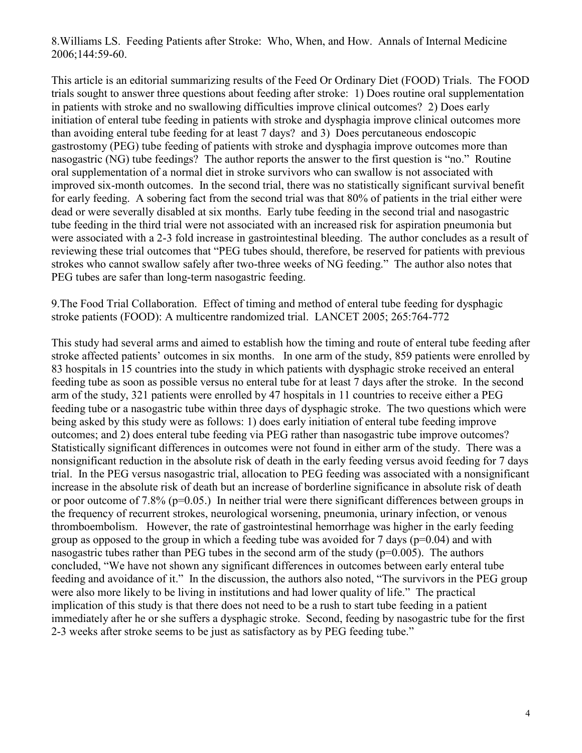8.Williams LS. Feeding Patients after Stroke: Who, When, and How. Annals of Internal Medicine 2006;144:59-60.

This article is an editorial summarizing results of the Feed Or Ordinary Diet (FOOD) Trials. The FOOD trials sought to answer three questions about feeding after stroke: 1) Does routine oral supplementation in patients with stroke and no swallowing difficulties improve clinical outcomes? 2) Does early initiation of enteral tube feeding in patients with stroke and dysphagia improve clinical outcomes more than avoiding enteral tube feeding for at least 7 days? and 3) Does percutaneous endoscopic gastrostomy (PEG) tube feeding of patients with stroke and dysphagia improve outcomes more than nasogastric (NG) tube feedings? The author reports the answer to the first question is "no." Routine oral supplementation of a normal diet in stroke survivors who can swallow is not associated with improved six-month outcomes. In the second trial, there was no statistically significant survival benefit for early feeding. A sobering fact from the second trial was that 80% of patients in the trial either were dead or were severally disabled at six months. Early tube feeding in the second trial and nasogastric tube feeding in the third trial were not associated with an increased risk for aspiration pneumonia but were associated with a 2-3 fold increase in gastrointestinal bleeding. The author concludes as a result of reviewing these trial outcomes that "PEG tubes should, therefore, be reserved for patients with previous strokes who cannot swallow safely after two-three weeks of NG feeding." The author also notes that PEG tubes are safer than long-term nasogastric feeding.

9.The Food Trial Collaboration. Effect of timing and method of enteral tube feeding for dysphagic stroke patients (FOOD): A multicentre randomized trial. LANCET 2005; 265:764-772

This study had several arms and aimed to establish how the timing and route of enteral tube feeding after stroke affected patients' outcomes in six months. In one arm of the study, 859 patients were enrolled by 83 hospitals in 15 countries into the study in which patients with dysphagic stroke received an enteral feeding tube as soon as possible versus no enteral tube for at least 7 days after the stroke. In the second arm of the study, 321 patients were enrolled by 47 hospitals in 11 countries to receive either a PEG feeding tube or a nasogastric tube within three days of dysphagic stroke. The two questions which were being asked by this study were as follows: 1) does early initiation of enteral tube feeding improve outcomes; and 2) does enteral tube feeding via PEG rather than nasogastric tube improve outcomes? Statistically significant differences in outcomes were not found in either arm of the study. There was a nonsignificant reduction in the absolute risk of death in the early feeding versus avoid feeding for 7 days trial. In the PEG versus nasogastric trial, allocation to PEG feeding was associated with a nonsignificant increase in the absolute risk of death but an increase of borderline significance in absolute risk of death or poor outcome of 7.8% ($p=0.05$.) In neither trial were there significant differences between groups in the frequency of recurrent strokes, neurological worsening, pneumonia, urinary infection, or venous thromboembolism. However, the rate of gastrointestinal hemorrhage was higher in the early feeding group as opposed to the group in which a feeding tube was avoided for 7 days ($p=0.04$) and with nasogastric tubes rather than PEG tubes in the second arm of the study ($p=0.005$). The authors concluded, "We have not shown any significant differences in outcomes between early enteral tube feeding and avoidance of it." In the discussion, the authors also noted, "The survivors in the PEG group were also more likely to be living in institutions and had lower quality of life." The practical implication of this study is that there does not need to be a rush to start tube feeding in a patient immediately after he or she suffers a dysphagic stroke. Second, feeding by nasogastric tube for the first 2-3 weeks after stroke seems to be just as satisfactory as by PEG feeding tube."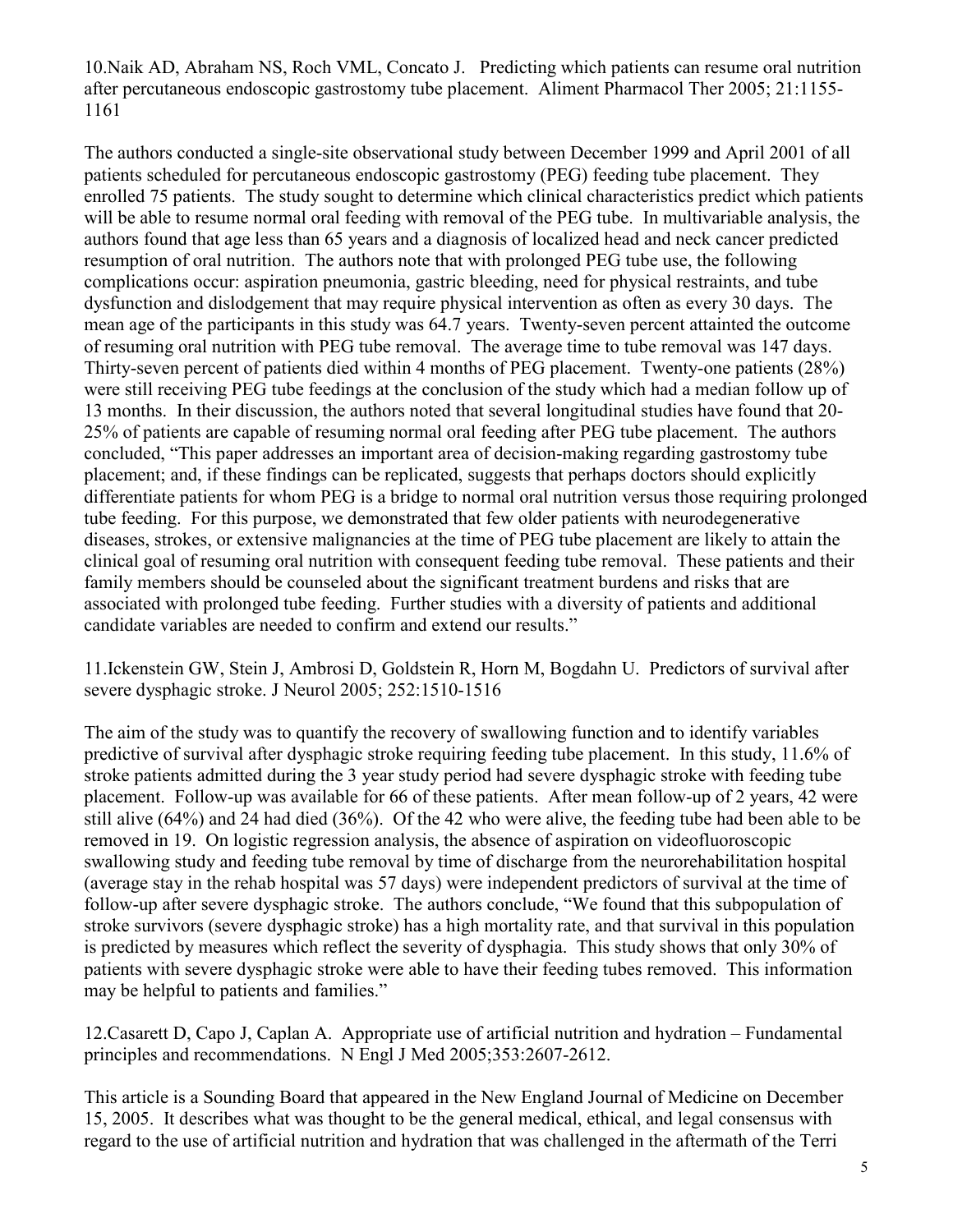10.Naik AD, Abraham NS, Roch VML, Concato J. Predicting which patients can resume oral nutrition after percutaneous endoscopic gastrostomy tube placement. Aliment Pharmacol Ther 2005; 21:1155-1161

The authors conducted a single-site observational study between December 1999 and April 2001 of all patients scheduled for percutaneous endoscopic gastrostomy (PEG) feeding tube placement. They enrolled 75 patients. The study sought to determine which clinical characteristics predict which patients will be able to resume normal oral feeding with removal of the PEG tube. In multivariable analysis, the authors found that age less than 65 years and a diagnosis of localized head and neck cancer predicted resumption of oral nutrition. The authors note that with prolonged PEG tube use, the following complications occur: aspiration pneumonia, gastric bleeding, need for physical restraints, and tube dysfunction and dislodgement that may require physical intervention as often as every 30 days. The mean age of the participants in this study was 64.7 years. Twenty-seven percent attainted the outcome of resuming oral nutrition with PEG tube removal. The average time to tube removal was 147 days. Thirty-seven percent of patients died within 4 months of PEG placement. Twenty-one patients (28%) were still receiving PEG tube feedings at the conclusion of the study which had a median follow up of 13 months. In their discussion, the authors noted that several longitudinal studies have found that 20-25% of patients are capable of resuming normal oral feeding after PEG tube placement. The authors concluded, "This paper addresses an important area of decision-making regarding gastrostomy tube placement; and, if these findings can be replicated, suggests that perhaps doctors should explicitly differentiate patients for whom PEG is a bridge to normal oral nutrition versus those requiring prolonged tube feeding. For this purpose, we demonstrated that few older patients with neurodegenerative diseases, strokes, or extensive malignancies at the time of PEG tube placement are likely to attain the clinical goal of resuming oral nutrition with consequent feeding tube removal. These patients and their family members should be counseled about the significant treatment burdens and risks that are associated with prolonged tube feeding. Further studies with a diversity of patients and additional candidate variables are needed to confirm and extend our results."

11.Ickenstein GW, Stein J, Ambrosi D, Goldstein R, Horn M, Bogdahn U. Predictors of survival after severe dysphagic stroke. J Neurol 2005; 252:1510-1516

The aim of the study was to quantify the recovery of swallowing function and to identify variables predictive of survival after dysphagic stroke requiring feeding tube placement. In this study, 11.6% of stroke patients admitted during the 3 year study period had severe dysphagic stroke with feeding tube placement. Follow-up was available for 66 of these patients. After mean follow-up of 2 years, 42 were still alive (64%) and 24 had died (36%). Of the 42 who were alive, the feeding tube had been able to be removed in 19. On logistic regression analysis, the absence of aspiration on videofluoroscopic swallowing study and feeding tube removal by time of discharge from the neurorehabilitation hospital (average stay in the rehab hospital was 57 days) were independent predictors of survival at the time of follow-up after severe dysphagic stroke. The authors conclude, "We found that this subpopulation of stroke survivors (severe dysphagic stroke) has a high mortality rate, and that survival in this population is predicted by measures which reflect the severity of dysphagia. This study shows that only 30% of patients with severe dysphagic stroke were able to have their feeding tubes removed. This information may be helpful to patients and families."

12.Casarett D, Capo J, Caplan A. Appropriate use of artificial nutrition and hydration – Fundamental principles and recommendations. N Engl J Med 2005;353:2607-2612.

This article is a Sounding Board that appeared in the New England Journal of Medicine on December 15, 2005. It describes what was thought to be the general medical, ethical, and legal consensus with regard to the use of artificial nutrition and hydration that was challenged in the aftermath of the Terri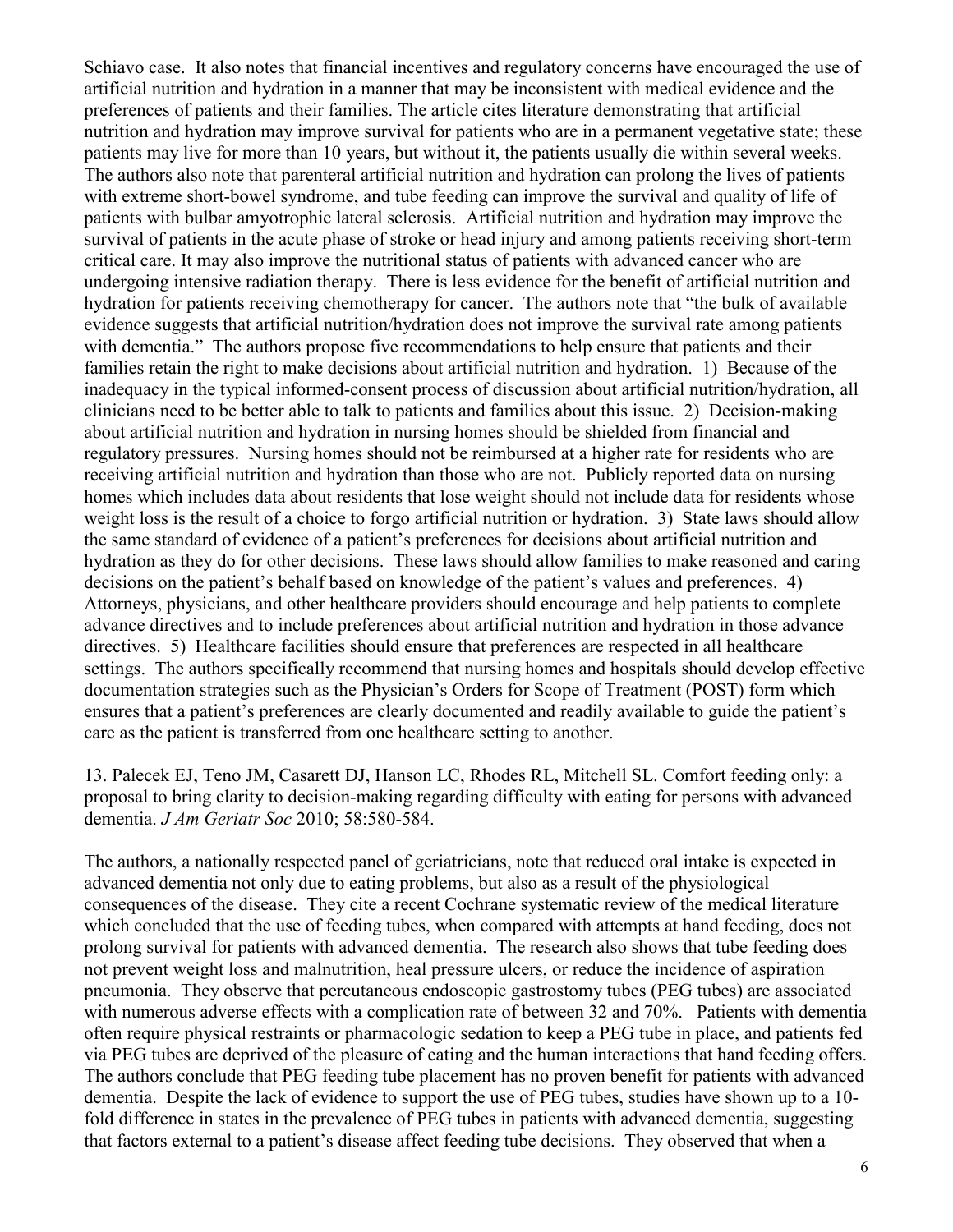Schiavo case. It also notes that financial incentives and regulatory concerns have encouraged the use of artificial nutrition and hydration in a manner that may be inconsistent with medical evidence and the preferences of patients and their families. The article cites literature demonstrating that artificial nutrition and hydration may improve survival for patients who are in a permanent vegetative state; these patients may live for more than 10 years, but without it, the patients usually die within several weeks. The authors also note that parenteral artificial nutrition and hydration can prolong the lives of patients with extreme short-bowel syndrome, and tube feeding can improve the survival and quality of life of patients with bulbar amyotrophic lateral sclerosis. Artificial nutrition and hydration may improve the survival of patients in the acute phase of stroke or head injury and among patients receiving short-term critical care. It may also improve the nutritional status of patients with advanced cancer who are undergoing intensive radiation therapy. There is less evidence for the benefit of artificial nutrition and hydration for patients receiving chemotherapy for cancer. The authors note that "the bulk of available evidence suggests that artificial nutrition/hydration does not improve the survival rate among patients with dementia." The authors propose five recommendations to help ensure that patients and their families retain the right to make decisions about artificial nutrition and hydration. 1) Because of the inadequacy in the typical informed-consent process of discussion about artificial nutrition/hydration, all clinicians need to be better able to talk to patients and families about this issue. 2) Decision-making about artificial nutrition and hydration in nursing homes should be shielded from financial and regulatory pressures. Nursing homes should not be reimbursed at a higher rate for residents who are receiving artificial nutrition and hydration than those who are not. Publicly reported data on nursing homes which includes data about residents that lose weight should not include data for residents whose weight loss is the result of a choice to forgo artificial nutrition or hydration. 3) State laws should allow the same standard of evidence of a patient's preferences for decisions about artificial nutrition and hydration as they do for other decisions. These laws should allow families to make reasoned and caring decisions on the patient's behalf based on knowledge of the patient's values and preferences. 4) Attorneys, physicians, and other healthcare providers should encourage and help patients to complete advance directives and to include preferences about artificial nutrition and hydration in those advance directives. 5) Healthcare facilities should ensure that preferences are respected in all healthcare settings. The authors specifically recommend that nursing homes and hospitals should develop effective documentation strategies such as the Physician's Orders for Scope of Treatment (POST) form which ensures that a patient's preferences are clearly documented and readily available to guide the patient's care as the patient is transferred from one healthcare setting to another.

13. Palecek EJ, Teno JM, Casarett DJ, Hanson LC, Rhodes RL, Mitchell SL. Comfort feeding only: a proposal to bring clarity to decision-making regarding difficulty with eating for persons with advanced dementia. *J Am Geriatr Soc* 2010; 58:580-584.

The authors, a nationally respected panel of geriatricians, note that reduced oral intake is expected in advanced dementia not only due to eating problems, but also as a result of the physiological consequences of the disease. They cite a recent Cochrane systematic review of the medical literature which concluded that the use of feeding tubes, when compared with attempts at hand feeding, does not prolong survival for patients with advanced dementia. The research also shows that tube feeding does not prevent weight loss and malnutrition, heal pressure ulcers, or reduce the incidence of aspiration pneumonia. They observe that percutaneous endoscopic gastrostomy tubes (PEG tubes) are associated with numerous adverse effects with a complication rate of between 32 and 70%. Patients with dementia often require physical restraints or pharmacologic sedation to keep a PEG tube in place, and patients fed via PEG tubes are deprived of the pleasure of eating and the human interactions that hand feeding offers. The authors conclude that PEG feeding tube placement has no proven benefit for patients with advanced dementia. Despite the lack of evidence to support the use of PEG tubes, studies have shown up to a 10-fold difference in states in the prevalence of PEG tubes in patients with advanced dementia, suggesting that factors external to a patient's disease affect feeding tube decisions. They observed that when a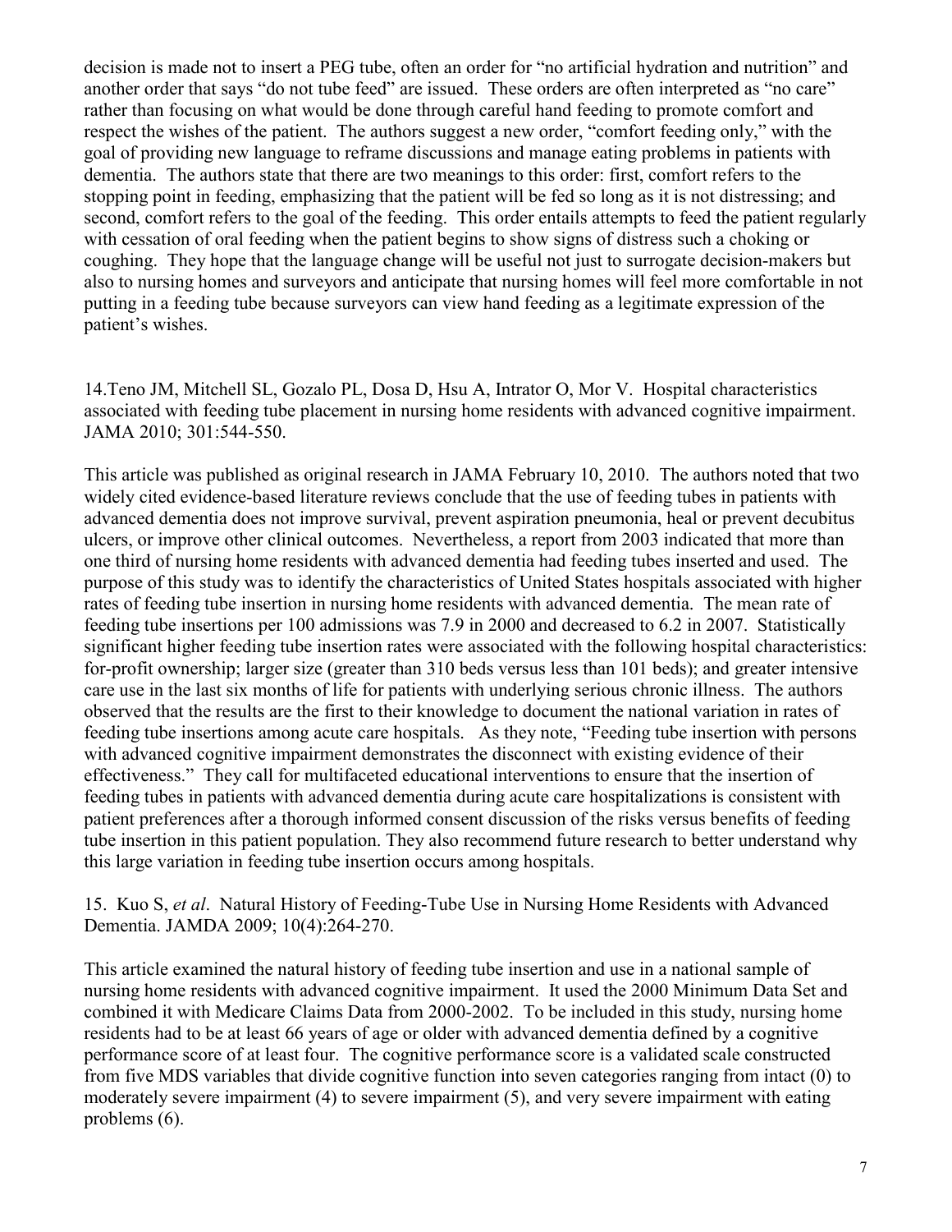decision is made not to insert a PEG tube, often an order for "no artificial hydration and nutrition" and another order that says "do not tube feed" are issued. These orders are often interpreted as "no care" rather than focusing on what would be done through careful hand feeding to promote comfort and respect the wishes of the patient. The authors suggest a new order, "comfort feeding only," with the goal of providing new language to reframe discussions and manage eating problems in patients with dementia. The authors state that there are two meanings to this order: first, comfort refers to the stopping point in feeding, emphasizing that the patient will be fed so long as it is not distressing; and second, comfort refers to the goal of the feeding. This order entails attempts to feed the patient regularly with cessation of oral feeding when the patient begins to show signs of distress such a choking or coughing. They hope that the language change will be useful not just to surrogate decision-makers but also to nursing homes and surveyors and anticipate that nursing homes will feel more comfortable in not putting in a feeding tube because surveyors can view hand feeding as a legitimate expression of the patient's wishes.

14.Teno JM, Mitchell SL, Gozalo PL, Dosa D, Hsu A, Intrator O, Mor V. Hospital characteristics associated with feeding tube placement in nursing home residents with advanced cognitive impairment. JAMA 2010; 301:544-550.

This article was published as original research in JAMA February 10, 2010. The authors noted that two widely cited evidence-based literature reviews conclude that the use of feeding tubes in patients with advanced dementia does not improve survival, prevent aspiration pneumonia, heal or prevent decubitus ulcers, or improve other clinical outcomes. Nevertheless, a report from 2003 indicated that more than one third of nursing home residents with advanced dementia had feeding tubes inserted and used. The purpose of this study was to identify the characteristics of United States hospitals associated with higher rates of feeding tube insertion in nursing home residents with advanced dementia. The mean rate of feeding tube insertions per 100 admissions was 7.9 in 2000 and decreased to 6.2 in 2007. Statistically significant higher feeding tube insertion rates were associated with the following hospital characteristics: for-profit ownership; larger size (greater than 310 beds versus less than 101 beds); and greater intensive care use in the last six months of life for patients with underlying serious chronic illness. The authors observed that the results are the first to their knowledge to document the national variation in rates of feeding tube insertions among acute care hospitals. As they note, "Feeding tube insertion with persons with advanced cognitive impairment demonstrates the disconnect with existing evidence of their effectiveness." They call for multifaceted educational interventions to ensure that the insertion of feeding tubes in patients with advanced dementia during acute care hospitalizations is consistent with patient preferences after a thorough informed consent discussion of the risks versus benefits of feeding tube insertion in this patient population. They also recommend future research to better understand why this large variation in feeding tube insertion occurs among hospitals.

15. Kuo S, *et al*. Natural History of Feeding-Tube Use in Nursing Home Residents with Advanced Dementia. JAMDA 2009; 10(4):264-270.

This article examined the natural history of feeding tube insertion and use in a national sample of nursing home residents with advanced cognitive impairment. It used the 2000 Minimum Data Set and combined it with Medicare Claims Data from 2000-2002. To be included in this study, nursing home residents had to be at least 66 years of age or older with advanced dementia defined by a cognitive performance score of at least four. The cognitive performance score is a validated scale constructed from five MDS variables that divide cognitive function into seven categories ranging from intact (0) to moderately severe impairment (4) to severe impairment (5), and very severe impairment with eating problems (6).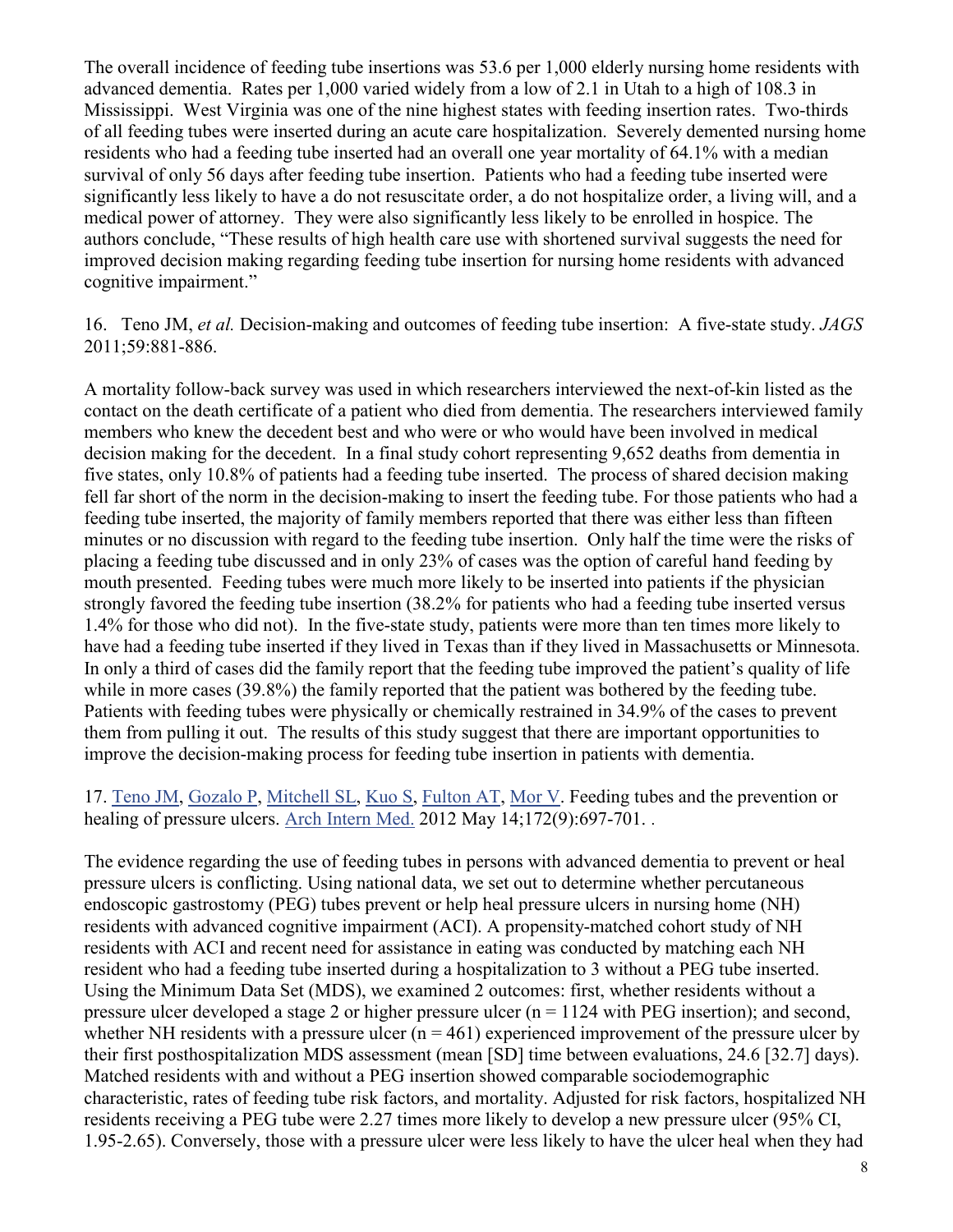The overall incidence of feeding tube insertions was 53.6 per 1,000 elderly nursing home residents with advanced dementia. Rates per 1,000 varied widely from a low of 2.1 in Utah to a high of 108.3 in Mississippi. West Virginia was one of the nine highest states with feeding insertion rates. Two-thirds of all feeding tubes were inserted during an acute care hospitalization. Severely demented nursing home residents who had a feeding tube inserted had an overall one year mortality of 64.1% with a median survival of only 56 days after feeding tube insertion. Patients who had a feeding tube inserted were significantly less likely to have a do not resuscitate order, a do not hospitalize order, a living will, and a medical power of attorney. They were also significantly less likely to be enrolled in hospice. The authors conclude, "These results of high health care use with shortened survival suggests the need for improved decision making regarding feeding tube insertion for nursing home residents with advanced cognitive impairment."

16. Teno JM, *et al.* Decision-making and outcomes of feeding tube insertion: A five-state study. *JAGS* 2011;59:881-886.

A mortality follow-back survey was used in which researchers interviewed the next-of-kin listed as the contact on the death certificate of a patient who died from dementia. The researchers interviewed family members who knew the decedent best and who were or who would have been involved in medical decision making for the decedent. In a final study cohort representing 9,652 deaths from dementia in five states, only 10.8% of patients had a feeding tube inserted. The process of shared decision making fell far short of the norm in the decision-making to insert the feeding tube. For those patients who had a feeding tube inserted, the majority of family members reported that there was either less than fifteen minutes or no discussion with regard to the feeding tube insertion. Only half the time were the risks of placing a feeding tube discussed and in only 23% of cases was the option of careful hand feeding by mouth presented. Feeding tubes were much more likely to be inserted into patients if the physician strongly favored the feeding tube insertion (38.2% for patients who had a feeding tube inserted versus 1.4% for those who did not). In the five-state study, patients were more than ten times more likely to have had a feeding tube inserted if they lived in Texas than if they lived in Massachusetts or Minnesota. In only a third of cases did the family report that the feeding tube improved the patient's quality of life while in more cases (39.8%) the family reported that the patient was bothered by the feeding tube. Patients with feeding tubes were physically or chemically restrained in 34.9% of the cases to prevent them from pulling it out. The results of this study suggest that there are important opportunities to improve the decision-making process for feeding tube insertion in patients with dementia.

17. Teno JM, Gozalo P, Mitchell SL, Kuo S, Fulton AT, Mor V. Feeding tubes and the prevention or healing of pressure ulcers. Arch Intern Med. 2012 May 14;172(9):697-701. .

The evidence regarding the use of feeding tubes in persons with advanced dementia to prevent or heal pressure ulcers is conflicting. Using national data, we set out to determine whether percutaneous endoscopic gastrostomy (PEG) tubes prevent or help heal pressure ulcers in nursing home (NH) residents with advanced cognitive impairment (ACI). A propensity-matched cohort study of NH residents with ACI and recent need for assistance in eating was conducted by matching each NH resident who had a feeding tube inserted during a hospitalization to 3 without a PEG tube inserted. Using the Minimum Data Set (MDS), we examined 2 outcomes: first, whether residents without a pressure ulcer developed a stage 2 or higher pressure ulcer (n = 1124 with PEG insertion); and second, whether NH residents with a pressure ulcer (n = 461) experienced improvement of the pressure ulcer by their first posthospitalization MDS assessment (mean [SD] time between evaluations, 24.6 [32.7] days). Matched residents with and without a PEG insertion showed comparable sociodemographic characteristic, rates of feeding tube risk factors, and mortality. Adjusted for risk factors, hospitalized NH residents receiving a PEG tube were 2.27 times more likely to develop a new pressure ulcer (95% CI, 1.95-2.65). Conversely, those with a pressure ulcer were less likely to have the ulcer heal when they had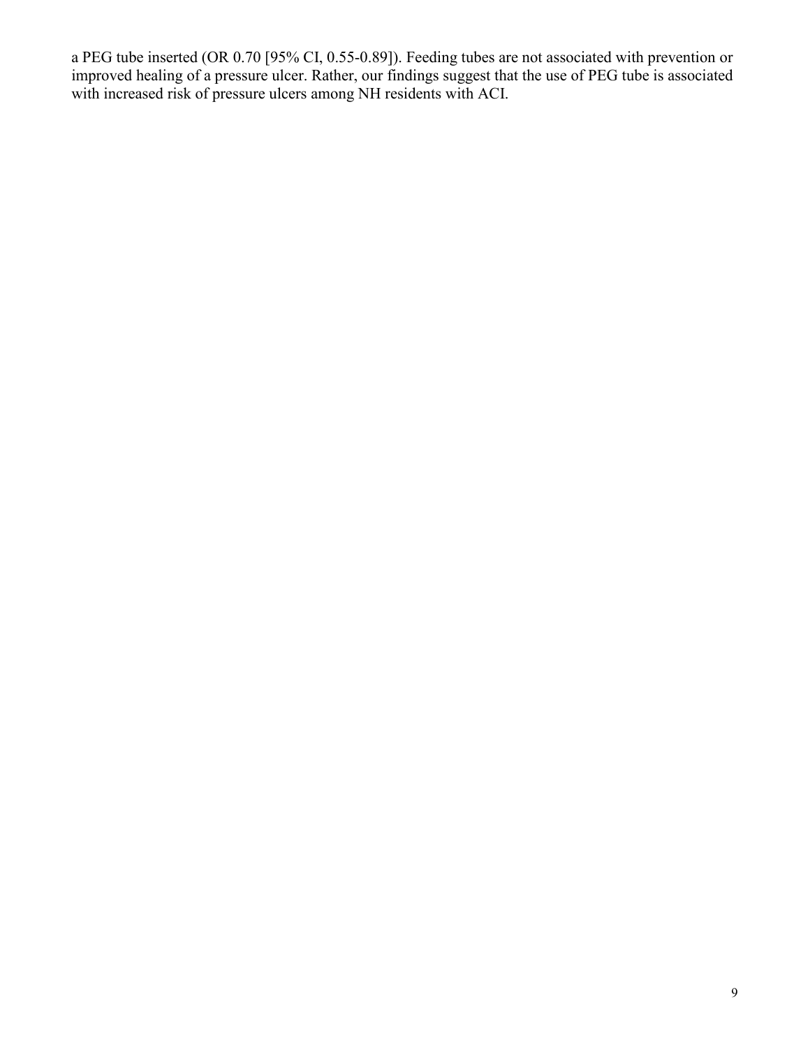a PEG tube inserted (OR 0.70 [95% CI, 0.55-0.89]). Feeding tubes are not associated with prevention or improved healing of a pressure ulcer. Rather, our findings suggest that the use of PEG tube is associated with increased risk of pressure ulcers among NH residents with ACI.